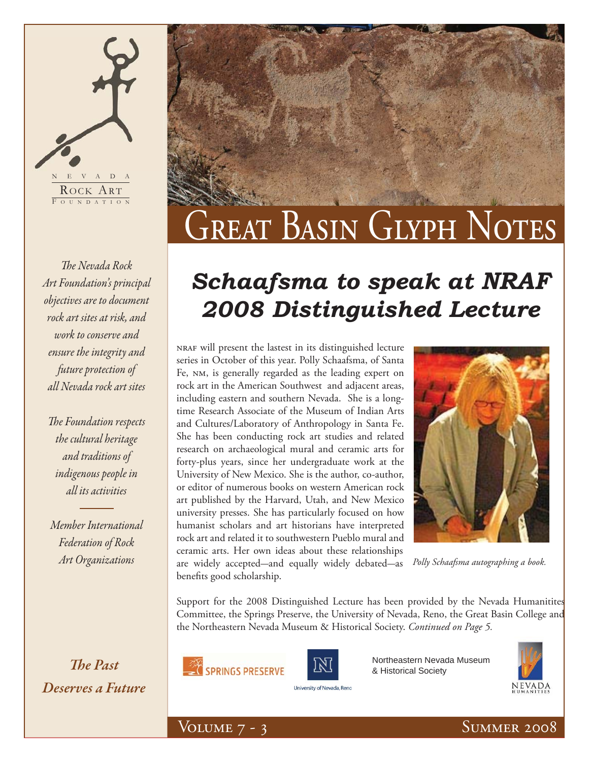NEVADA ROCK ART FOUNDATION

# Great Basin Glyph Notes

*The Nevada Rock Art Foundation's principal objectives are to document rock art sites at risk, and work to conserve and ensure the integrity and future protection of all Nevada rock art sites*

*The Foundation respects the cultural heritage and traditions of indigenous people in all its activities*

*Member International Federation of Rock Art Organizations*

***The Past Deserves a Future***

## *Schaafsma to speak at NRAF 2008 Distinguished Lecture*

NRAF will present the lastest in its distinguished lecture series in October of this year. Polly Schaafsma, of Santa Fe, NM, is generally regarded as the leading expert on rock art in the American Southwest and adjacent areas, including eastern and southern Nevada. She is a long-time Research Associate of the Museum of Indian Arts and Cultures/Laboratory of Anthropology in Santa Fe. She has been conducting rock art studies and related research on archaeological mural and ceramic arts for forty-plus years, since her undergraduate work at the University of New Mexico. She is the author, co-author, or editor of numerous books on western American rock art published by the Harvard, Utah, and New Mexico university presses. She has particularly focused on how humanist scholars and art historians have interpreted rock art and related it to southwestern Pueblo mural and ceramic arts. Her own ideas about these relationships are widely accepted—and equally widely debated—as benefits good scholarship.

*Polly Schaafsma autographing a book.*

Support for the 2008 Distinguished Lecture has been provided by the Nevada Humanitites Committee, the Springs Preserve, the University of Nevada, Reno, the Great Basin College and the Northeastern Nevada Museum & Historical Society. *Continued on Page 5.*

SPRINGS PRESERVE

University of Nevada, Reno

Northeastern Nevada Museum & Historical Society

NEVADA HUMANITIES

Volume 7 - 3 Summer 2008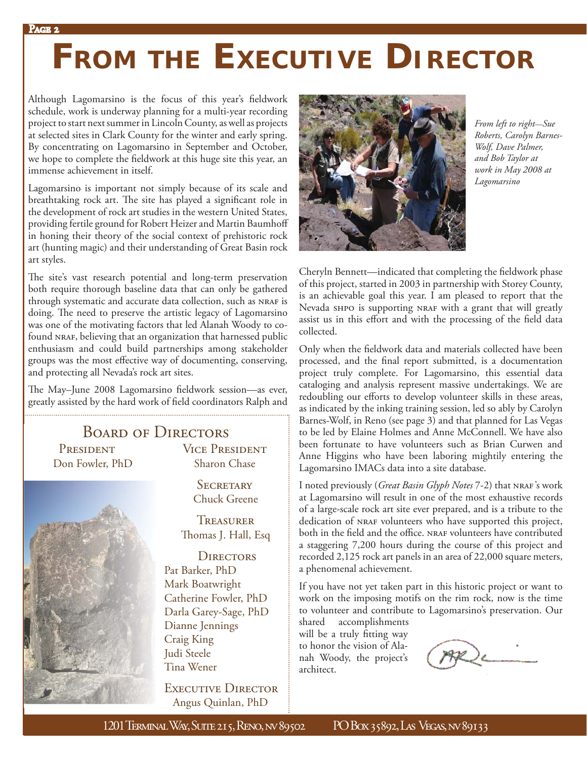# From the Executive Director

Although Lagomarsino is the focus of this year's fieldwork schedule, work is underway planning for a multi-year recording project to start next summer in Lincoln County, as well as projects at selected sites in Clark County for the winter and early spring. By concentrating on Lagomarsino in September and October, we hope to complete the fieldwork at this huge site this year, an immense achievement in itself.

Lagomarsino is important not simply because of its scale and breathtaking rock art. The site has played a significant role in the development of rock art studies in the western United States, providing fertile ground for Robert Heizer and Martin Baumhoff in honing their theory of the social context of prehistoric rock art (hunting magic) and their understanding of Great Basin rock art styles.

The site's vast research potential and long-term preservation both require thorough baseline data that can only be gathered through systematic and accurate data collection, such as NRAF is doing. The need to preserve the artistic legacy of Lagomarsino was one of the motivating factors that led Alanah Woody to co-found NRAF, believing that an organization that harnessed public enthusiasm and could build partnerships among stakeholder groups was the most effective way of documenting, conserving, and protecting all Nevada's rock art sites.

The May–June 2008 Lagomarsino fieldwork session—as ever, greatly assisted by the hard work of field coordinators Ralph and Cheryln Bennett—indicated that completing the fieldwork phase of this project, started in 2003 in partnership with Storey County, is an achievable goal this year. I am pleased to report that the Nevada SHPO is supporting NRAF with a grant that will greatly assist us in this effort and with the processing of the field data collected.

*From left to right—Sue Roberts, Carolyn Barnes-Wolf, Dave Palmer, and Bob Taylor at work in May 2008 at Lagomarsino*

Only when the fieldwork data and materials collected have been processed, and the final report submitted, is a documentation project truly complete. For Lagomarsino, this essential data cataloging and analysis represent massive undertakings. We are redoubling our efforts to develop volunteer skills in these areas, as indicated by the inking training session, led so ably by Carolyn Barnes-Wolf, in Reno (see page 3) and that planned for Las Vegas to be led by Elaine Holmes and Anne McConnell. We have also been fortunate to have volunteers such as Brian Curwen and Anne Higgins who have been laboring mightily entering the Lagomarsino IMACs data into a site database.

I noted previously (*Great Basin Glyph Notes* 7-2) that NRAF's work at Lagomarsino will result in one of the most exhaustive records of a large-scale rock art site ever prepared, and is a tribute to the dedication of NRAF volunteers who have supported this project, both in the field and the office. NRAF volunteers have contributed a staggering 7,200 hours during the course of this project and recorded 2,125 rock art panels in an area of 22,000 square meters, a phenomenal achievement.

If you have not yet taken part in this historic project or want to work on the imposing motifs on the rim rock, now is the time to volunteer and contribute to Lagomarsino's preservation. Our shared accomplishments will be a truly fitting way to honor the vision of Alanah Woody, the project's architect.

## Board of Directors

**President**
Don Fowler, PhD

**Vice President**
Sharon Chase

**Secretary**
Chuck Greene

**Treasurer**
Thomas J. Hall, Esq

**Directors**
Pat Barker, PhD
Mark Boatwright
Catherine Fowler, PhD
Darla Garey-Sage, PhD
Dianne Jennings
Craig King
Judi Steele
Tina Wener

**Executive Director**
Angus Quinlan, PhD

1201 Terminal Way, Suite 215, Reno, NV 89502 PO Box 35892, Las Vegas, NV 89133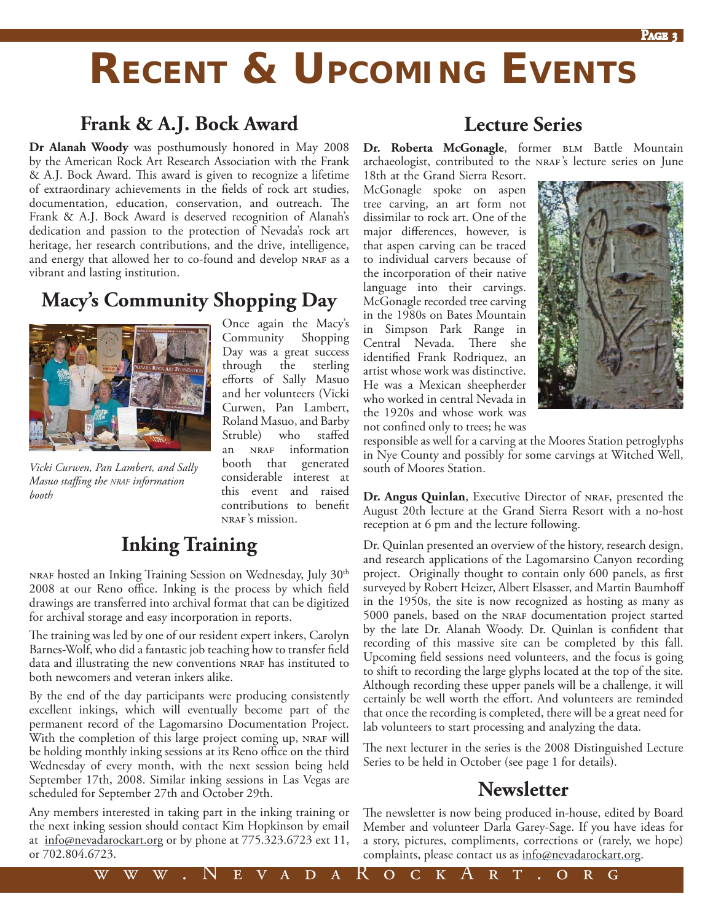# Recent & Upcoming Events

## Frank & A.J. Bock Award

**Dr Alanah Woody** was posthumously honored in May 2008 by the American Rock Art Research Association with the Frank & A.J. Bock Award. This award is given to recognize a lifetime of extraordinary achievements in the fields of rock art studies, documentation, education, conservation, and outreach. The Frank & A.J. Bock Award is deserved recognition of Alanah's dedication and passion to the protection of Nevada's rock art heritage, her research contributions, and the drive, intelligence, and energy that allowed her to co-found and develop NRAF as a vibrant and lasting institution.

## Macy's Community Shopping Day

*Vicki Curwen, Pan Lambert, and Sally Masuo staffing the NRAF information booth*

Once again the Macy's Community Shopping Day was a great success through the sterling efforts of Sally Masuo and her volunteers (Vicki Curwen, Pan Lambert, Roland Masuo, and Barby Struble) who staffed an NRAF information booth that generated considerable interest at this event and raised contributions to benefit NRAF's mission.

## Inking Training

NRAF hosted an Inking Training Session on Wednesday, July 30th 2008 at our Reno office. Inking is the process by which field drawings are transferred into archival format that can be digitized for archival storage and easy incorporation in reports.

The training was led by one of our resident expert inkers, Carolyn Barnes-Wolf, who did a fantastic job teaching how to transfer field data and illustrating the new conventions NRAF has instituted to both newcomers and veteran inkers alike.

By the end of the day participants were producing consistently excellent inkings, which will eventually become part of the permanent record of the Lagomarsino Documentation Project. With the completion of this large project coming up, NRAF will be holding monthly inking sessions at its Reno office on the third Wednesday of every month, with the next session being held September 17th, 2008. Similar inking sessions in Las Vegas are scheduled for September 27th and October 29th.

Any members interested in taking part in the inking training or the next inking session should contact Kim Hopkinson by email at info@nevadarockart.org or by phone at 775.323.6723 ext 11, or 702.804.6723.

## Lecture Series

**Dr. Roberta McGonagle**, former BLM Battle Mountain archaeologist, contributed to the NRAF's lecture series on June 18th at the Grand Sierra Resort. McGonagle spoke on aspen tree carving, an art form not dissimilar to rock art. One of the major differences, however, is that aspen carving can be traced to individual carvers because of the incorporation of their native language into their carvings. McGonagle recorded tree carving in the 1980s on Bates Mountain in Simpson Park Range in Central Nevada. There she identified Frank Rodriquez, an artist whose work was distinctive. He was a Mexican sheepherder who worked in central Nevada in the 1920s and whose work was not confined only to trees; he was responsible as well for a carving at the Moores Station petroglyphs in Nye County and possibly for some carvings at Witched Well, south of Moores Station.

**Dr. Angus Quinlan**, Executive Director of NRAF, presented the August 20th lecture at the Grand Sierra Resort with a no-host reception at 6 pm and the lecture following.

Dr. Quinlan presented an overview of the history, research design, and research applications of the Lagomarsino Canyon recording project. Originally thought to contain only 600 panels, as first surveyed by Robert Heizer, Albert Elsasser, and Martin Baumhoff in the 1950s, the site is now recognized as hosting as many as 5000 panels, based on the NRAF documentation project started by the late Dr. Alanah Woody. Dr. Quinlan is confident that recording of this massive site can be completed by this fall. Upcoming field sessions need volunteers, and the focus is going to shift to recording the large glyphs located at the top of the site. Although recording these upper panels will be a challenge, it will certainly be well worth the effort. And volunteers are reminded that once the recording is completed, there will be a great need for lab volunteers to start processing and analyzing the data.

The next lecturer in the series is the 2008 Distinguished Lecture Series to be held in October (see page 1 for details).

## Newsletter

The newsletter is now being produced in-house, edited by Board Member and volunteer Darla Garey-Sage. If you have ideas for a story, pictures, compliments, corrections or (rarely, we hope) complaints, please contact us as info@nevadarockart.org.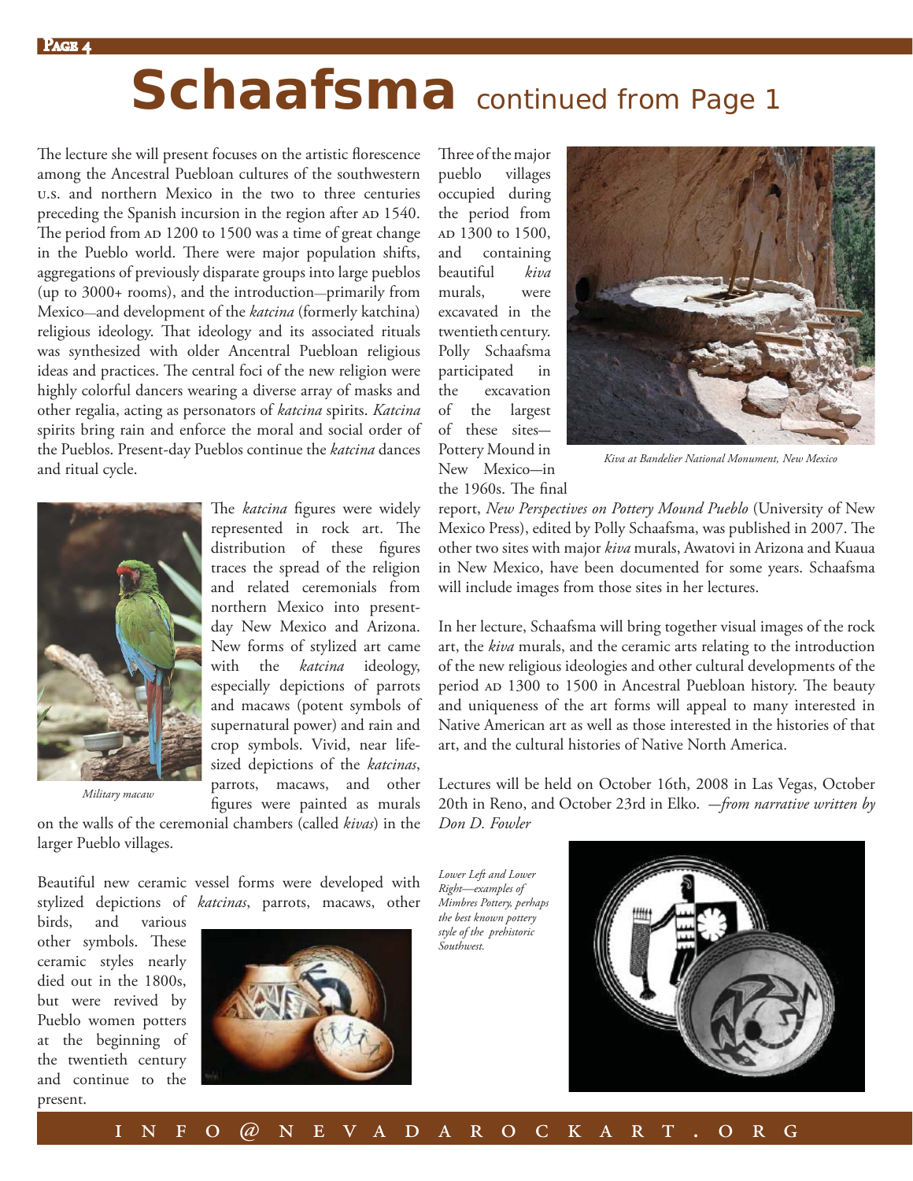# Schaafsma continued from Page 1

The lecture she will present focuses on the artistic florescence among the Ancestral Puebloan cultures of the southwestern U.S. and northern Mexico in the two to three centuries preceding the Spanish incursion in the region after AD 1540. The period from AD 1200 to 1500 was a time of great change in the Pueblo world. There were major population shifts, aggregations of previously disparate groups into large pueblos (up to 3000+ rooms), and the introduction—primarily from Mexico—and development of the *katcina* (formerly katchina) religious ideology. That ideology and its associated rituals was synthesized with older Ancentral Puebloan religious ideas and practices. The central foci of the new religion were highly colorful dancers wearing a diverse array of masks and other regalia, acting as personators of *katcina* spirits. *Katcina* spirits bring rain and enforce the moral and social order of the Pueblos. Present-day Pueblos continue the *katcina* dances and ritual cycle.

*Military macaw*

The *katcina* figures were widely represented in rock art. The distribution of these figures traces the spread of the religion and related ceremonials from northern Mexico into present-day New Mexico and Arizona. New forms of stylized art came with the *katcina* ideology, especially depictions of parrots and macaws (potent symbols of supernatural power) and rain and crop symbols. Vivid, near life-sized depictions of the *katcinas*, parrots, macaws, and other figures were painted as murals on the walls of the ceremonial chambers (called *kivas*) in the larger Pueblo villages.

Beautiful new ceramic vessel forms were developed with stylized depictions of *katcinas*, parrots, macaws, other birds, and various other symbols. These ceramic styles nearly died out in the 1800s, but were revived by Pueblo women potters at the beginning of the twentieth century and continue to the present.

Three of the major pueblo villages occupied during the period from AD 1300 to 1500, and containing beautiful *kiva* murals, were excavated in the twentieth century. Polly Schaafsma participated in the excavation of the largest of these sites—Pottery Mound in New Mexico—in the 1960s. The final report, *New Perspectives on Pottery Mound Pueblo* (University of New Mexico Press), edited by Polly Schaafsma, was published in 2007. The other two sites with major *kiva* murals, Awatovi in Arizona and Kuaua in New Mexico, have been documented for some years. Schaafsma will include images from those sites in her lectures.

*Kiva at Bandelier National Monument, New Mexico*

In her lecture, Schaafsma will bring together visual images of the rock art, the *kiva* murals, and the ceramic arts relating to the introduction of the new religious ideologies and other cultural developments of the period AD 1300 to 1500 in Ancestral Puebloan history. The beauty and uniqueness of the art forms will appeal to many interested in Native American art as well as those interested in the histories of that art, and the cultural histories of Native North America.

Lectures will be held on October 16th, 2008 in Las Vegas, October 20th in Reno, and October 23rd in Elko. *—from narrative written by Don D. Fowler*

*Lower Left and Lower Right—examples of Mimbres Pottery, perhaps the best known pottery style of the prehistoric Southwest.*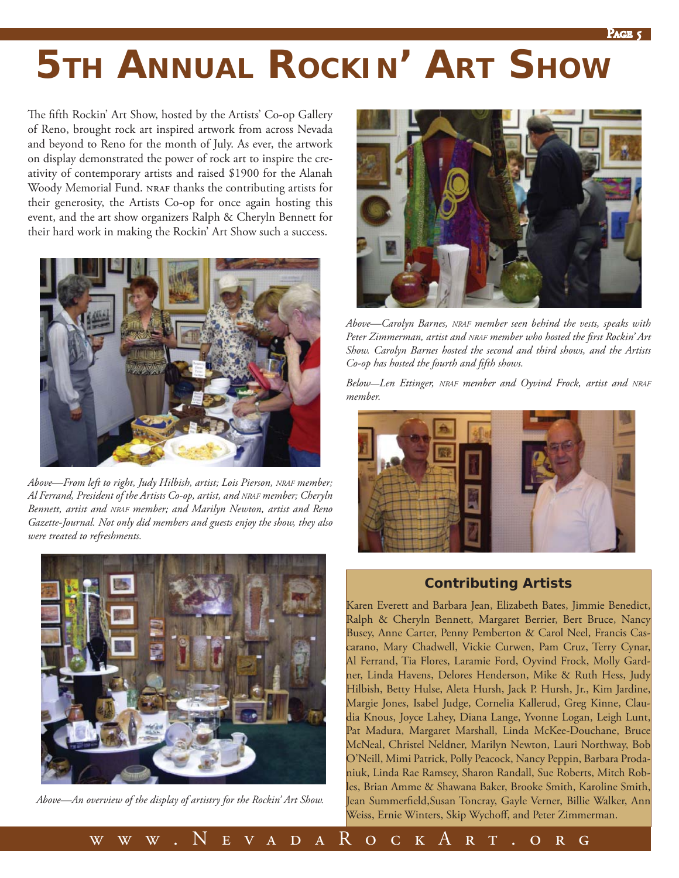# 5th Annual Rockin' Art Show

The fifth Rockin' Art Show, hosted by the Artists' Co-op Gallery of Reno, brought rock art inspired artwork from across Nevada and beyond to Reno for the month of July. As ever, the artwork on display demonstrated the power of rock art to inspire the creativity of contemporary artists and raised $1900 for the Alanah Woody Memorial Fund. NRAF thanks the contributing artists for their generosity, the Artists Co-op for once again hosting this event, and the art show organizers Ralph & Cheryln Bennett for their hard work in making the Rockin' Art Show such a success.

*Above—From left to right, Judy Hilbish, artist; Lois Pierson, NRAF member; Al Ferrand, President of the Artists Co-op, artist, and NRAF member; Cheryln Bennett, artist and NRAF member; and Marilyn Newton, artist and Reno Gazette-Journal. Not only did members and guests enjoy the show, they also were treated to refreshments.*

*Above—An overview of the display of artistry for the Rockin' Art Show.*

*Above—Carolyn Barnes, NRAF member seen behind the vests, speaks with Peter Zimmerman, artist and NRAF member who hosted the first Rockin' Art Show. Carolyn Barnes hosted the second and third shows, and the Artists Co-op has hosted the fourth and fifth shows.*

*Below—Len Ettinger, NRAF member and Oyvind Frock, artist and NRAF member.*

### Contributing Artists

Karen Everett and Barbara Jean, Elizabeth Bates, Jimmie Benedict, Ralph & Cheryln Bennett, Margaret Berrier, Bert Bruce, Nancy Busey, Anne Carter, Penny Pemberton & Carol Neel, Francis Cascarano, Mary Chadwell, Vickie Curwen, Pam Cruz, Terry Cynar, Al Ferrand, Tia Flores, Laramie Ford, Oyvind Frock, Molly Gardner, Linda Havens, Delores Henderson, Mike & Ruth Hess, Judy Hilbish, Betty Hulse, Aleta Hursh, Jack P. Hursh, Jr., Kim Jardine, Margie Jones, Isabel Judge, Cornelia Kallerud, Greg Kinne, Claudia Knous, Joyce Lahey, Diana Lange, Yvonne Logan, Leigh Lunt, Pat Madura, Margaret Marshall, Linda McKee-Douchane, Bruce McNeal, Christel Neldner, Marilyn Newton, Lauri Northway, Bob O'Neill, Mimi Patrick, Polly Peacock, Nancy Peppin, Barbara Prodaniuk, Linda Rae Ramsey, Sharon Randall, Sue Roberts, Mitch Robles, Brian Amme & Shawana Baker, Brooke Smith, Karoline Smith, Jean Summerfield,Susan Toncray, Gayle Verner, Billie Walker, Ann Weiss, Ernie Winters, Skip Wychoff, and Peter Zimmerman.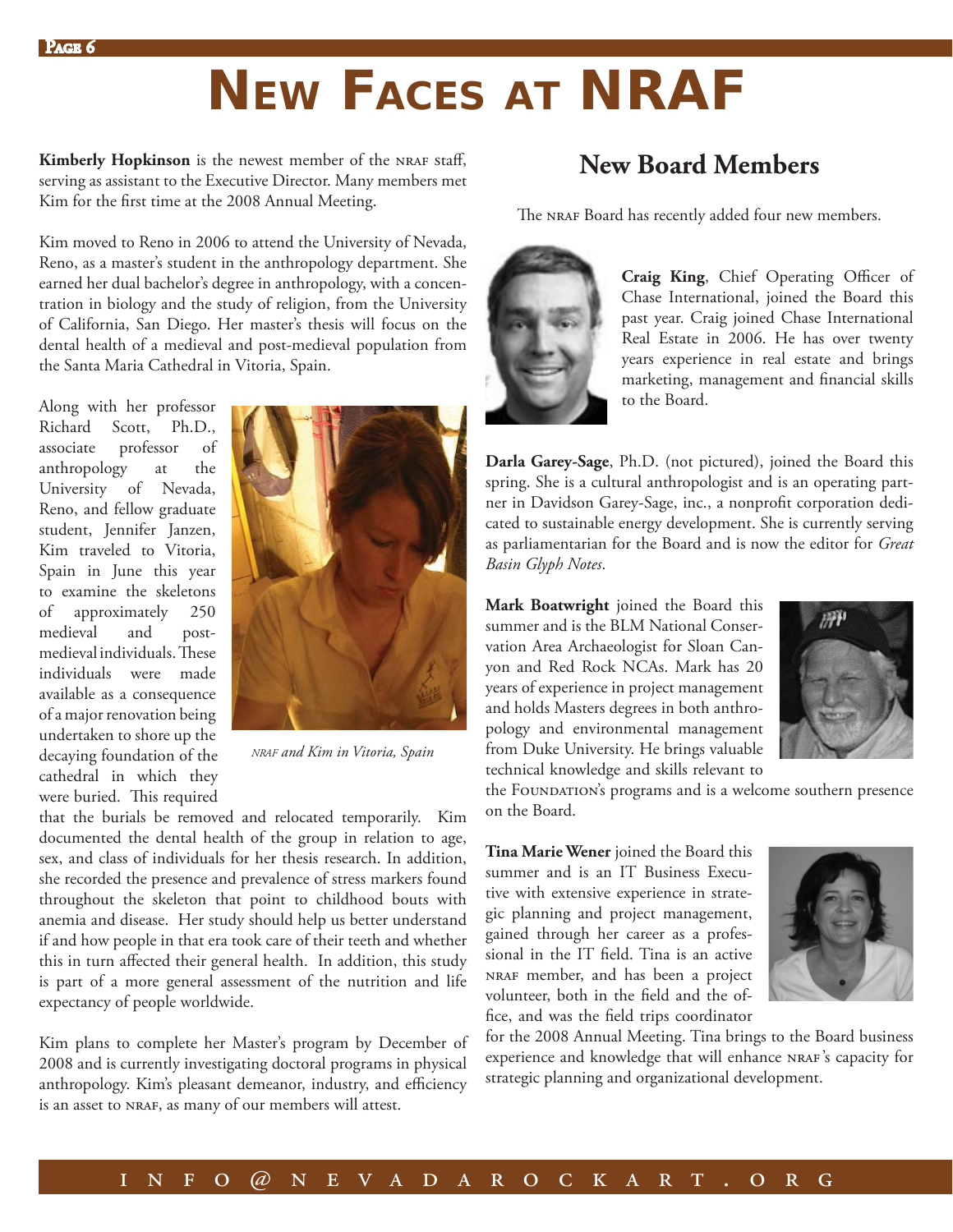# New Faces at NRAF

**Kimberly Hopkinson** is the newest member of the NRAF staff, serving as assistant to the Executive Director. Many members met Kim for the first time at the 2008 Annual Meeting.

Kim moved to Reno in 2006 to attend the University of Nevada, Reno, as a master's student in the anthropology department. She earned her dual bachelor's degree in anthropology, with a concentration in biology and the study of religion, from the University of California, San Diego. Her master's thesis will focus on the dental health of a medieval and post-medieval population from the Santa Maria Cathedral in Vitoria, Spain.

Along with her professor Richard Scott, Ph.D., associate professor of anthropology at the University of Nevada, Reno, and fellow graduate student, Jennifer Janzen, Kim traveled to Vitoria, Spain in June this year to examine the skeletons of approximately 250 medieval and post-medieval individuals. These individuals were made available as a consequence of a major renovation being undertaken to shore up the decaying foundation of the cathedral in which they were buried. This required that the burials be removed and relocated temporarily. Kim documented the dental health of the group in relation to age, sex, and class of individuals for her thesis research. In addition, she recorded the presence and prevalence of stress markers found throughout the skeleton that point to childhood bouts with anemia and disease. Her study should help us better understand if and how people in that era took care of their teeth and whether this in turn affected their general health. In addition, this study is part of a more general assessment of the nutrition and life expectancy of people worldwide.

*NRAF and Kim in Vitoria, Spain*

Kim plans to complete her Master's program by December of 2008 and is currently investigating doctoral programs in physical anthropology. Kim's pleasant demeanor, industry, and efficiency is an asset to NRAF, as many of our members will attest.

## New Board Members

The NRAF Board has recently added four new members.

**Craig King**, Chief Operating Officer of Chase International, joined the Board this past year. Craig joined Chase International Real Estate in 2006. He has over twenty years experience in real estate and brings marketing, management and financial skills to the Board.

**Darla Garey-Sage**, Ph.D. (not pictured), joined the Board this spring. She is a cultural anthropologist and is an operating partner in Davidson Garey-Sage, inc., a nonprofit corporation dedicated to sustainable energy development. She is currently serving as parliamentarian for the Board and is now the editor for *Great Basin Glyph Notes*.

**Mark Boatwright** joined the Board this summer and is the BLM National Conservation Area Archaeologist for Sloan Canyon and Red Rock NCAs. Mark has 20 years of experience in project management and holds Masters degrees in both anthropology and environmental management from Duke University. He brings valuable technical knowledge and skills relevant to the Foundation's programs and is a welcome southern presence on the Board.

**Tina Marie Wener** joined the Board this summer and is an IT Business Executive with extensive experience in strategic planning and project management, gained through her career as a professional in the IT field. Tina is an active NRAF member, and has been a project volunteer, both in the field and the office, and was the field trips coordinator for the 2008 Annual Meeting. Tina brings to the Board business experience and knowledge that will enhance NRAF's capacity for strategic planning and organizational development.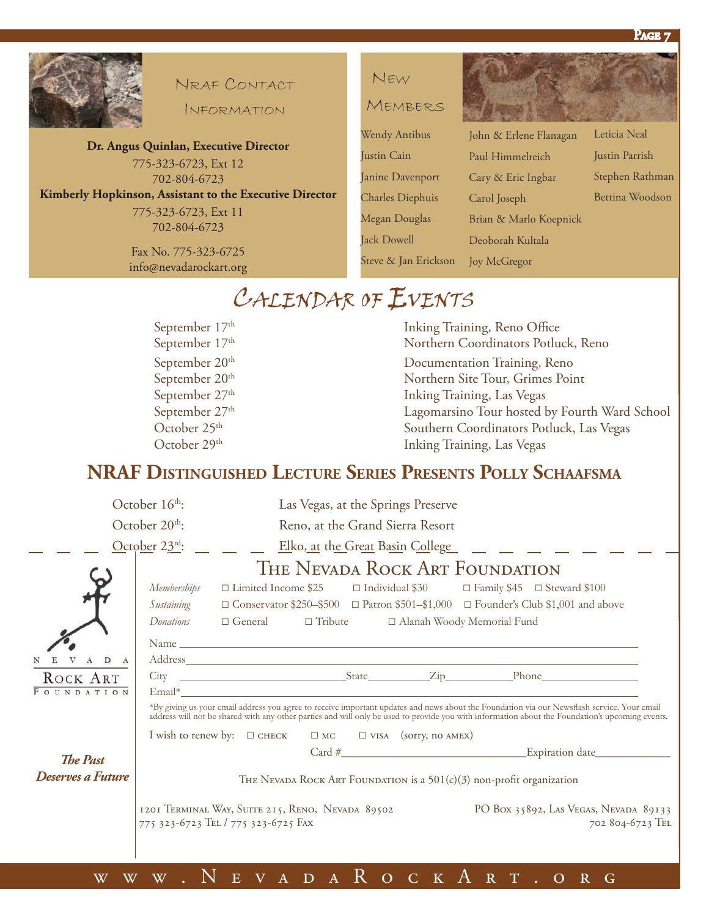## NRAF Contact Information

**Dr. Angus Quinlan, Executive Director**
775-323-6723, Ext 12
702-804-6723

**Kimberly Hopkinson, Assistant to the Executive Director**
775-323-6723, Ext 11
702-804-6723

Fax No. 775-323-6725
info@nevadarockart.org

## New Members

Wendy Antibus
Justin Cain
Janine Davenport
Charles Diephuis
Megan Douglas
Jack Dowell
Steve & Jan Erickson
John & Erlene Flanagan
Paul Himmelreich
Cary & Eric Ingbar
Carol Joseph
Brian & Marlo Koepnick
Deoborah Kultala
Joy McGregor
Leticia Neal
Justin Parrish
Stephen Rathman
Bettina Woodson

## Calendar of Events

| | |
|---|---|
| September 17th | Inking Training, Reno Office |
| September 17th | Northern Coordinators Potluck, Reno |
| September 20th | Documentation Training, Reno |
| September 20th | Northern Site Tour, Grimes Point |
| September 27th | Inking Training, Las Vegas |
| September 27th | Lagomarsino Tour hosted by Fourth Ward School |
| October 25th | Southern Coordinators Potluck, Las Vegas |
| October 29th | Inking Training, Las Vegas |

## NRAF Distinguished Lecture Series Presents Polly Schaafsma

| | |
|---|---|
| October 16th: | Las Vegas, at the Springs Preserve |
| October 20th: | Reno, at the Grand Sierra Resort |
| October 23rd: | Elko, at the Great Basin College |

## The Nevada Rock Art Foundation

Nevada Rock Art Foundation

***The Past Deserves a Future***

*Memberships* ☐ Limited Income $25 ☐ Individual $30 ☐ Family $45 ☐ Steward $100

*Sustaining* ☐ Conservator $250–$500 ☐ Patron $501–$1,000 ☐ Founder's Club $1,001 and above

*Donations* ☐ General ☐ Tribute ☐ Alanah Woody Memorial Fund

Name ______________________________

Address ______________________________

City ______________ State ________ Zip ________ Phone ______________

Email* ______________________________

*By giving us your email address you agree to receive important updates and news about the Foundation via our Newsflash service. Your email address will not be shared with any other parties and will only be used to provide you with information about the Foundation's upcoming events.

I wish to renew by: ☐ CHECK ☐ MC ☐ VISA (sorry, no AMEX)

Card # ______________________ Expiration date __________

The Nevada Rock Art Foundation is a 501(c)(3) non-profit organization

1201 Terminal Way, Suite 215, Reno, Nevada 89502
775 323-6723 Tel / 775 323-6725 Fax

PO Box 35892, Las Vegas, Nevada 89133
702 804-6723 Tel

www.NevadaRockArt.org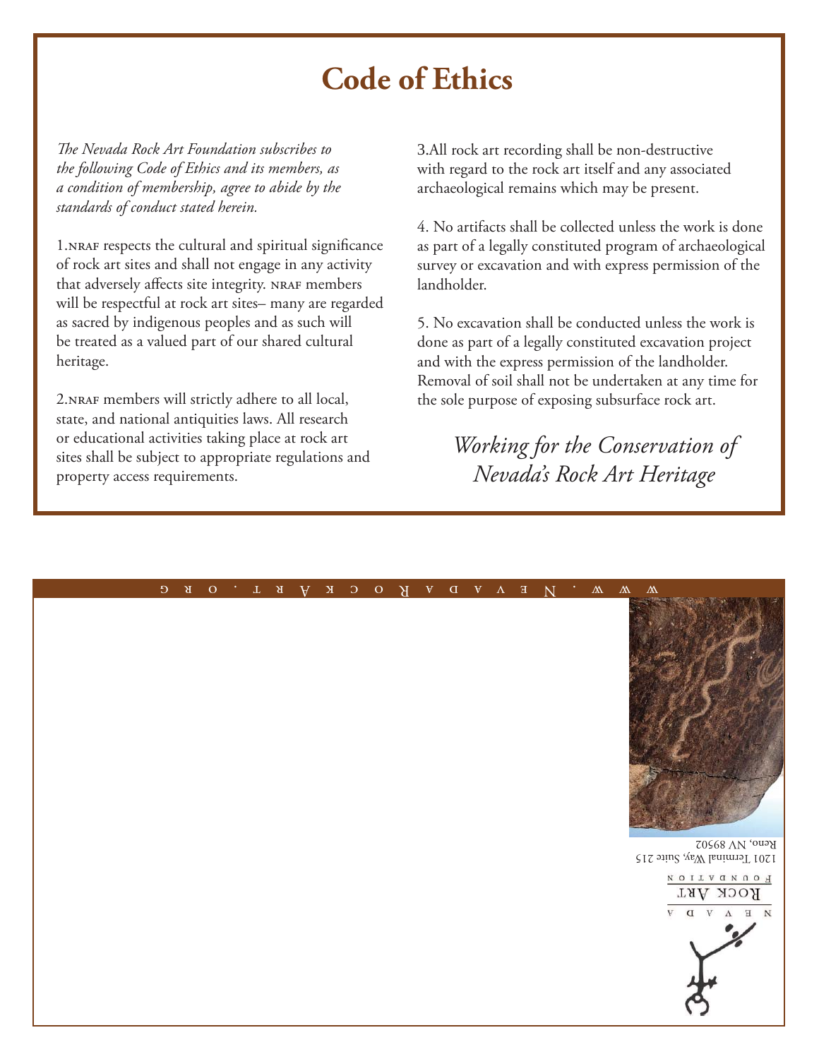# Code of Ethics

*The Nevada Rock Art Foundation subscribes to the following Code of Ethics and its members, as a condition of membership, agree to abide by the standards of conduct stated herein.*

1. NRAF respects the cultural and spiritual significance of rock art sites and shall not engage in any activity that adversely affects site integrity. NRAF members will be respectful at rock art sites– many are regarded as sacred by indigenous peoples and as such will be treated as a valued part of our shared cultural heritage.

2. NRAF members will strictly adhere to all local, state, and national antiquities laws. All research or educational activities taking place at rock art sites shall be subject to appropriate regulations and property access requirements.

3. All rock art recording shall be non-destructive with regard to the rock art itself and any associated archaeological remains which may be present.

4. No artifacts shall be collected unless the work is done as part of a legally constituted program of archaeological survey or excavation and with express permission of the landholder.

5. No excavation shall be conducted unless the work is done as part of a legally constituted excavation project and with the express permission of the landholder. Removal of soil shall not be undertaken at any time for the sole purpose of exposing subsurface rock art.

*Working for the Conservation of Nevada's Rock Art Heritage*

WWW.NEVADAROCKART.ORG

NEVADA ROCK ART FOUNDATION

1201 Terminal Way, Suite 215
Reno, NV 89502